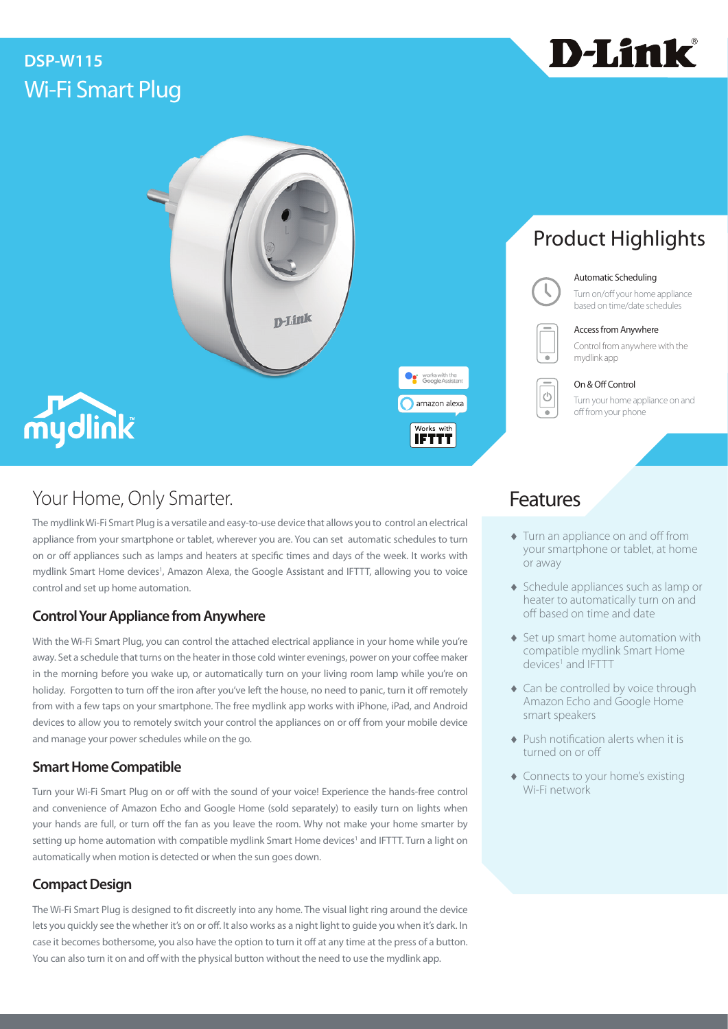# DSP-W115

## Wi-Fi Smart Plug

D-Link

mydlink

works with the Google Assistant

amazon alexa

Works with IFTTT

## Product Highlights

**Automatic Scheduling**

Turn on/off your home appliance based on time/date schedules

**Access from Anywhere**

Control from anywhere with the mydlink app

**On & Off Control**

Turn your home appliance on and off from your phone

## Your Home, Only Smarter.

The mydlink Wi-Fi Smart Plug is a versatile and easy-to-use device that allows you to control an electrical appliance from your smartphone or tablet, wherever you are. You can set automatic schedules to turn on or off appliances such as lamps and heaters at specific times and days of the week. It works with mydlink Smart Home devices[1], Amazon Alexa, the Google Assistant and IFTTT, allowing you to voice control and set up home automation.

### Control Your Appliance from Anywhere

With the Wi-Fi Smart Plug, you can control the attached electrical appliance in your home while you're away. Set a schedule that turns on the heater in those cold winter evenings, power on your coffee maker in the morning before you wake up, or automatically turn on your living room lamp while you're on holiday. Forgotten to turn off the iron after you've left the house, no need to panic, turn it off remotely from with a few taps on your smartphone. The free mydlink app works with iPhone, iPad, and Android devices to allow you to remotely switch your control the appliances on or off from your mobile device and manage your power schedules while on the go.

### Smart Home Compatible

Turn your Wi-Fi Smart Plug on or off with the sound of your voice! Experience the hands-free control and convenience of Amazon Echo and Google Home (sold separately) to easily turn on lights when your hands are full, or turn off the fan as you leave the room. Why not make your home smarter by setting up home automation with compatible mydlink Smart Home devices[1] and IFTTT. Turn a light on automatically when motion is detected or when the sun goes down.

### Compact Design

The Wi-Fi Smart Plug is designed to fit discreetly into any home. The visual light ring around the device lets you quickly see the whether it's on or off. It also works as a night light to guide you when it's dark. In case it becomes bothersome, you also have the option to turn it off at any time at the press of a button. You can also turn it on and off with the physical button without the need to use the mydlink app.

## Features

- Turn an appliance on and off from your smartphone or tablet, at home or away
- Schedule appliances such as lamp or heater to automatically turn on and off based on time and date
- Set up smart home automation with compatible mydlink Smart Home devices[1] and IFTTT
- Can be controlled by voice through Amazon Echo and Google Home smart speakers
- Push notification alerts when it is turned on or off
- Connects to your home's existing Wi-Fi network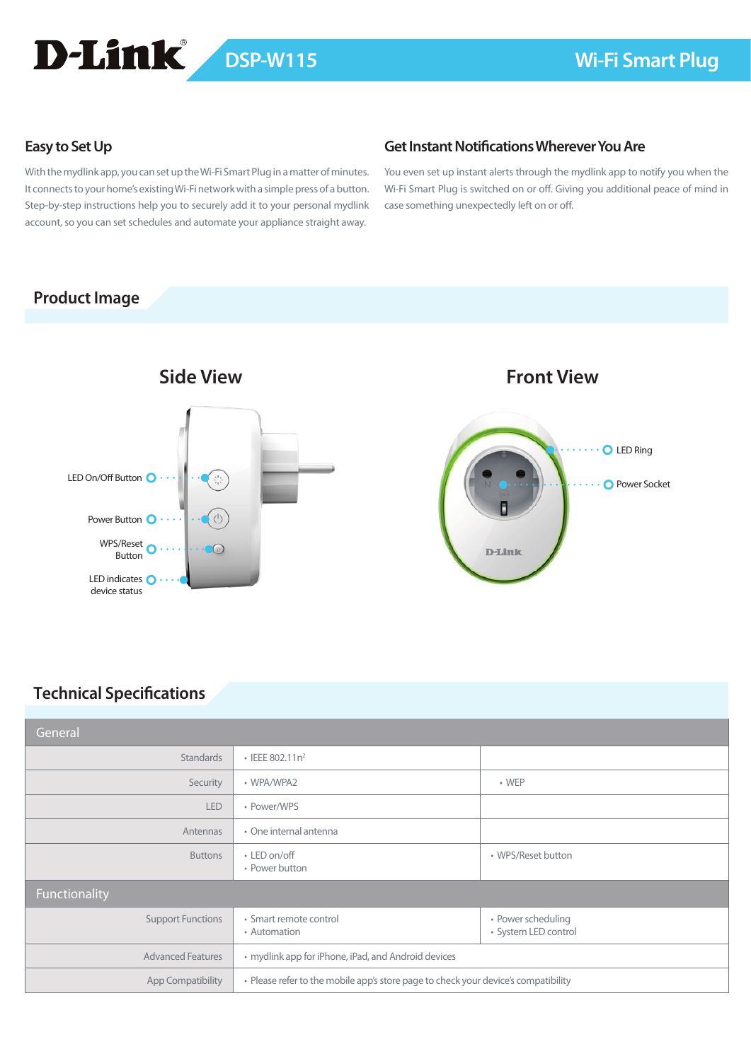# D-Link DSP-W115 Wi-Fi Smart Plug

## Easy to Set Up

With the mydlink app, you can set up the Wi-Fi Smart Plug in a matter of minutes. It connects to your home's existing Wi-Fi network with a simple press of a button. Step-by-step instructions help you to securely add it to your personal mydlink account, so you can set schedules and automate your appliance straight away.

## Get Instant Notifications Wherever You Are

You even set up instant alerts through the mydlink app to notify you when the Wi-Fi Smart Plug is switched on or off. Giving you additional peace of mind in case something unexpectedly left on or off.

## Product Image

### Side View

LED On/Off Button

Power Button

WPS/Reset Button

LED indicates device status

### Front View

LED Ring

Power Socket

## Technical Specifications

| General | | |
|---|---|---|
| Standards | • IEEE 802.11n[2] | |
| Security | • WPA/WPA2 | • WEP |
| LED | • Power/WPS | |
| Antennas | • One internal antenna | |
| Buttons | • LED on/off<br>• Power button | • WPS/Reset button |
| **Functionality** | | |
| Support Functions | • Smart remote control<br>• Automation | • Power scheduling<br>• System LED control |
| Advanced Features | • mydlink app for iPhone, iPad, and Android devices | |
| App Compatibility | • Please refer to the mobile app's store page to check your device's compatibility | |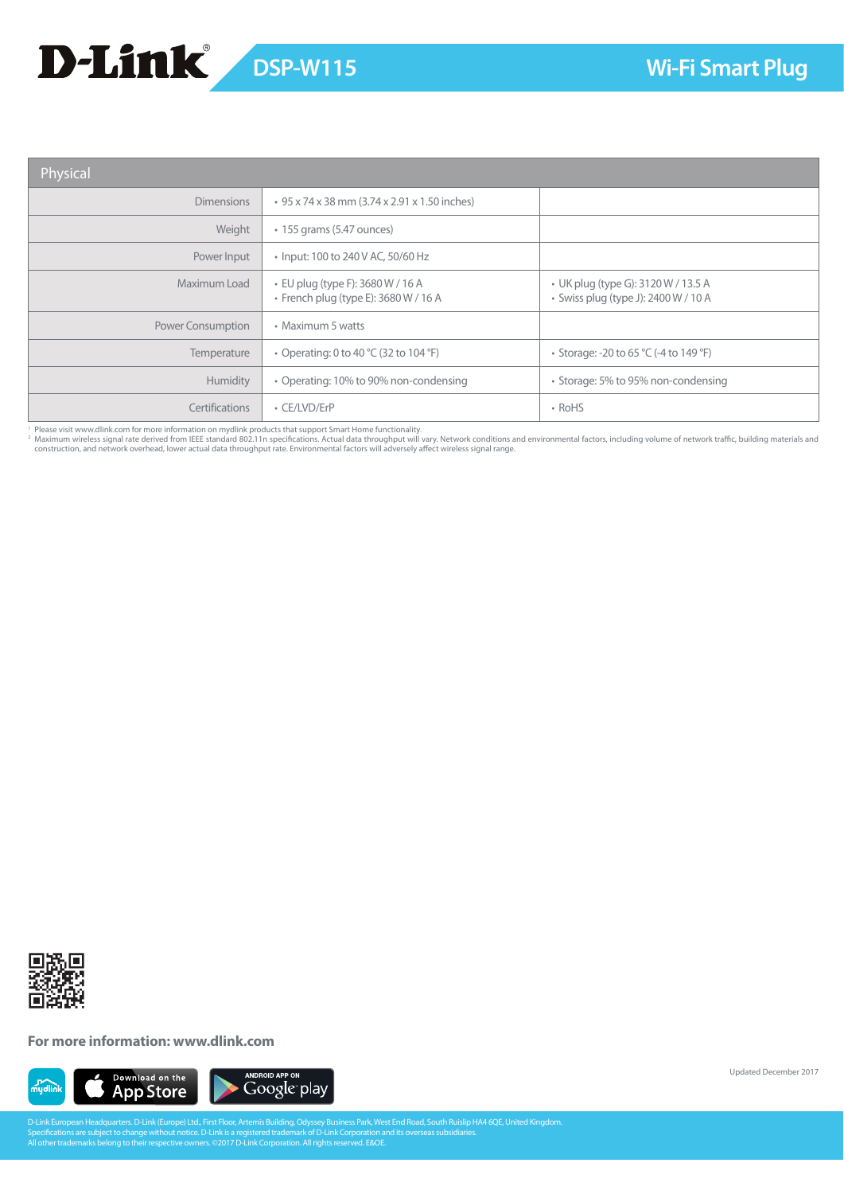| Physical | | |
|---|---|---|
| Dimensions | • 95 x 74 x 38 mm (3.74 x 2.91 x 1.50 inches) | |
| Weight | • 155 grams (5.47 ounces) | |
| Power Input | • Input: 100 to 240 V AC, 50/60 Hz | |
| Maximum Load | • EU plug (type F): 3680 W / 16 A<br>• French plug (type E): 3680 W / 16 A | • UK plug (type G): 3120 W / 13.5 A<br>• Swiss plug (type J): 2400 W / 10 A |
| Power Consumption | • Maximum 5 watts | |
| Temperature | • Operating: 0 to 40 °C (32 to 104 °F) | • Storage: -20 to 65 °C (-4 to 149 °F) |
| Humidity | • Operating: 10% to 90% non-condensing | • Storage: 5% to 95% non-condensing |
| Certifications | • CE/LVD/ErP | • RoHS |

[1] Please visit www.dlink.com for more information on mydlink products that support Smart Home functionality.
[2] Maximum wireless signal rate derived from IEEE standard 802.11n specifications. Actual data throughput will vary. Network conditions and environmental factors, including volume of network traffic, building materials and construction, and network overhead, lower actual data throughput rate. Environmental factors will adversely affect wireless signal range.

**For more information: www.dlink.com**

Updated December 2017

D-Link European Headquarters. D-Link (Europe) Ltd., First Floor, Artemis Building, Odyssey Business Park, West End Road, South Ruislip HA4 6QE, United Kingdom.
Specifications are subject to change without notice. D-Link is a registered trademark of D-Link Corporation and its overseas subsidiaries.
All other trademarks belong to their respective owners. ©2017 D-Link Corporation. All rights reserved. E&OE.